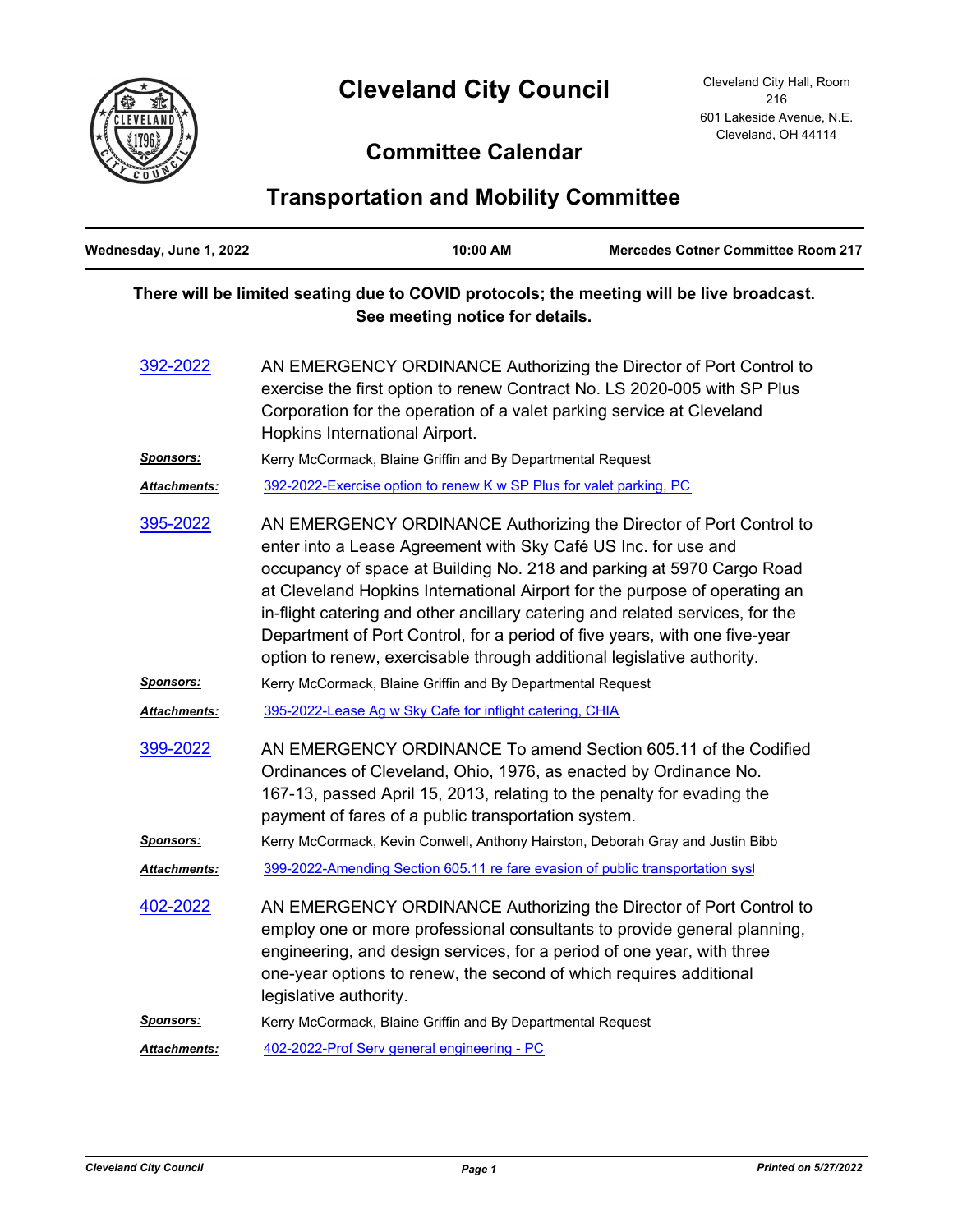# Cleveland City Council

Cleveland City Hall, Room 216
601 Lakeside Avenue, N.E.
Cleveland, OH 44114

## Committee Calendar

## Transportation and Mobility Committee

**Wednesday, June 1, 2022** | **10:00 AM** | **Mercedes Cotner Committee Room 217**

**There will be limited seating due to COVID protocols; the meeting will be live broadcast. See meeting notice for details.**

**392-2022**

AN EMERGENCY ORDINANCE Authorizing the Director of Port Control to exercise the first option to renew Contract No. LS 2020-005 with SP Plus Corporation for the operation of a valet parking service at Cleveland Hopkins International Airport.

***Sponsors:*** Kerry McCormack, Blaine Griffin and By Departmental Request

***Attachments:*** 392-2022-Exercise option to renew K w SP Plus for valet parking, PC

**395-2022**

AN EMERGENCY ORDINANCE Authorizing the Director of Port Control to enter into a Lease Agreement with Sky Café US Inc. for use and occupancy of space at Building No. 218 and parking at 5970 Cargo Road at Cleveland Hopkins International Airport for the purpose of operating an in-flight catering and other ancillary catering and related services, for the Department of Port Control, for a period of five years, with one five-year option to renew, exercisable through additional legislative authority.

***Sponsors:*** Kerry McCormack, Blaine Griffin and By Departmental Request

***Attachments:*** 395-2022-Lease Ag w Sky Cafe for inflight catering, CHIA

**399-2022**

AN EMERGENCY ORDINANCE To amend Section 605.11 of the Codified Ordinances of Cleveland, Ohio, 1976, as enacted by Ordinance No. 167-13, passed April 15, 2013, relating to the penalty for evading the payment of fares of a public transportation system.

***Sponsors:*** Kerry McCormack, Kevin Conwell, Anthony Hairston, Deborah Gray and Justin Bibb

***Attachments:*** 399-2022-Amending Section 605.11 re fare evasion of public transportation syst

**402-2022**

AN EMERGENCY ORDINANCE Authorizing the Director of Port Control to employ one or more professional consultants to provide general planning, engineering, and design services, for a period of one year, with three one-year options to renew, the second of which requires additional legislative authority.

***Sponsors:*** Kerry McCormack, Blaine Griffin and By Departmental Request

***Attachments:*** 402-2022-Prof Serv general engineering - PC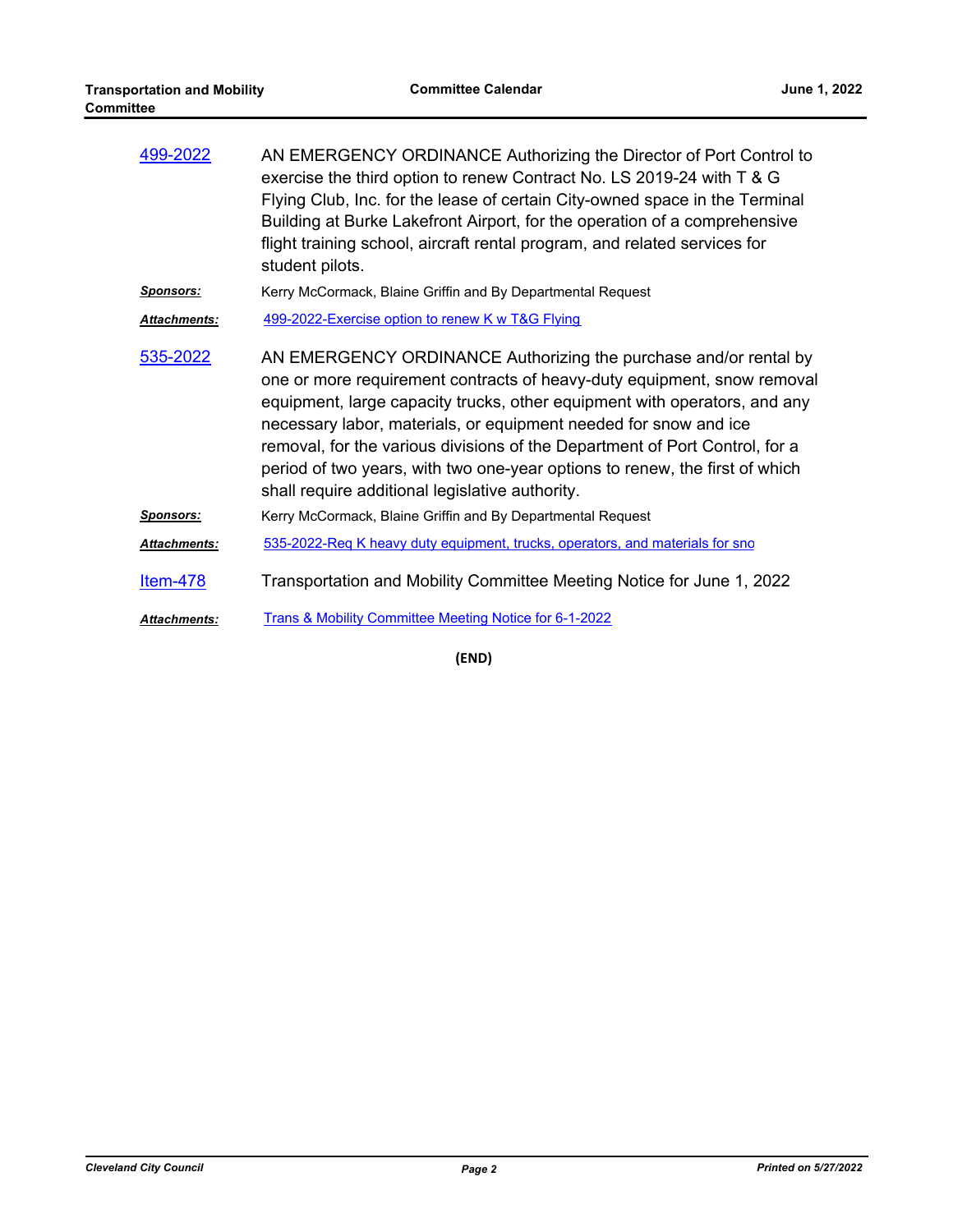**499-2022**

AN EMERGENCY ORDINANCE Authorizing the Director of Port Control to exercise the third option to renew Contract No. LS 2019-24 with T & G Flying Club, Inc. for the lease of certain City-owned space in the Terminal Building at Burke Lakefront Airport, for the operation of a comprehensive flight training school, aircraft rental program, and related services for student pilots.

***Sponsors:*** Kerry McCormack, Blaine Griffin and By Departmental Request

***Attachments:*** 499-2022-Exercise option to renew K w T&G Flying

**535-2022**

AN EMERGENCY ORDINANCE Authorizing the purchase and/or rental by one or more requirement contracts of heavy-duty equipment, snow removal equipment, large capacity trucks, other equipment with operators, and any necessary labor, materials, or equipment needed for snow and ice removal, for the various divisions of the Department of Port Control, for a period of two years, with two one-year options to renew, the first of which shall require additional legislative authority.

***Sponsors:*** Kerry McCormack, Blaine Griffin and By Departmental Request

***Attachments:*** 535-2022-Req K heavy duty equipment, trucks, operators, and materials for sno

**Item-478**

Transportation and Mobility Committee Meeting Notice for June 1, 2022

***Attachments:*** Trans & Mobility Committee Meeting Notice for 6-1-2022

**(END)**